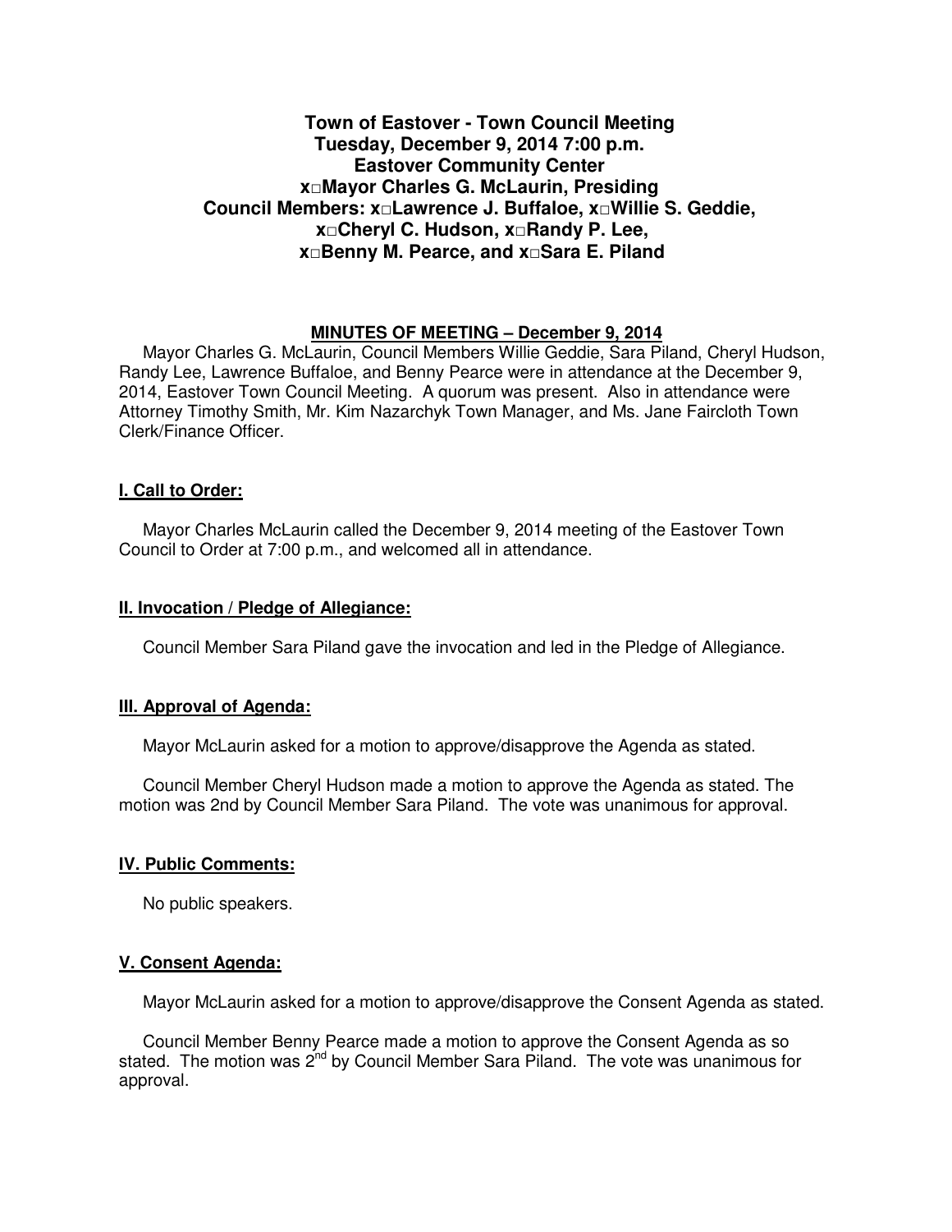**Town of Eastover - Town Council Meeting**
**Tuesday, December 9, 2014 7:00 p.m.**
**Eastover Community Center**
**x□Mayor Charles G. McLaurin, Presiding**
**Council Members: x□Lawrence J. Buffaloe, x□Willie S. Geddie, x□Cheryl C. Hudson, x□Randy P. Lee, x□Benny M. Pearce, and x□Sara E. Piland**

**MINUTES OF MEETING – December 9, 2014**

Mayor Charles G. McLaurin, Council Members Willie Geddie, Sara Piland, Cheryl Hudson, Randy Lee, Lawrence Buffaloe, and Benny Pearce were in attendance at the December 9, 2014, Eastover Town Council Meeting. A quorum was present. Also in attendance were Attorney Timothy Smith, Mr. Kim Nazarchyk Town Manager, and Ms. Jane Faircloth Town Clerk/Finance Officer.

**I. Call to Order:**

Mayor Charles McLaurin called the December 9, 2014 meeting of the Eastover Town Council to Order at 7:00 p.m., and welcomed all in attendance.

**II. Invocation / Pledge of Allegiance:**

Council Member Sara Piland gave the invocation and led in the Pledge of Allegiance.

**III. Approval of Agenda:**

Mayor McLaurin asked for a motion to approve/disapprove the Agenda as stated.

Council Member Cheryl Hudson made a motion to approve the Agenda as stated. The motion was 2nd by Council Member Sara Piland. The vote was unanimous for approval.

**IV. Public Comments:**

No public speakers.

**V. Consent Agenda:**

Mayor McLaurin asked for a motion to approve/disapprove the Consent Agenda as stated.

Council Member Benny Pearce made a motion to approve the Consent Agenda as so stated. The motion was 2nd by Council Member Sara Piland. The vote was unanimous for approval.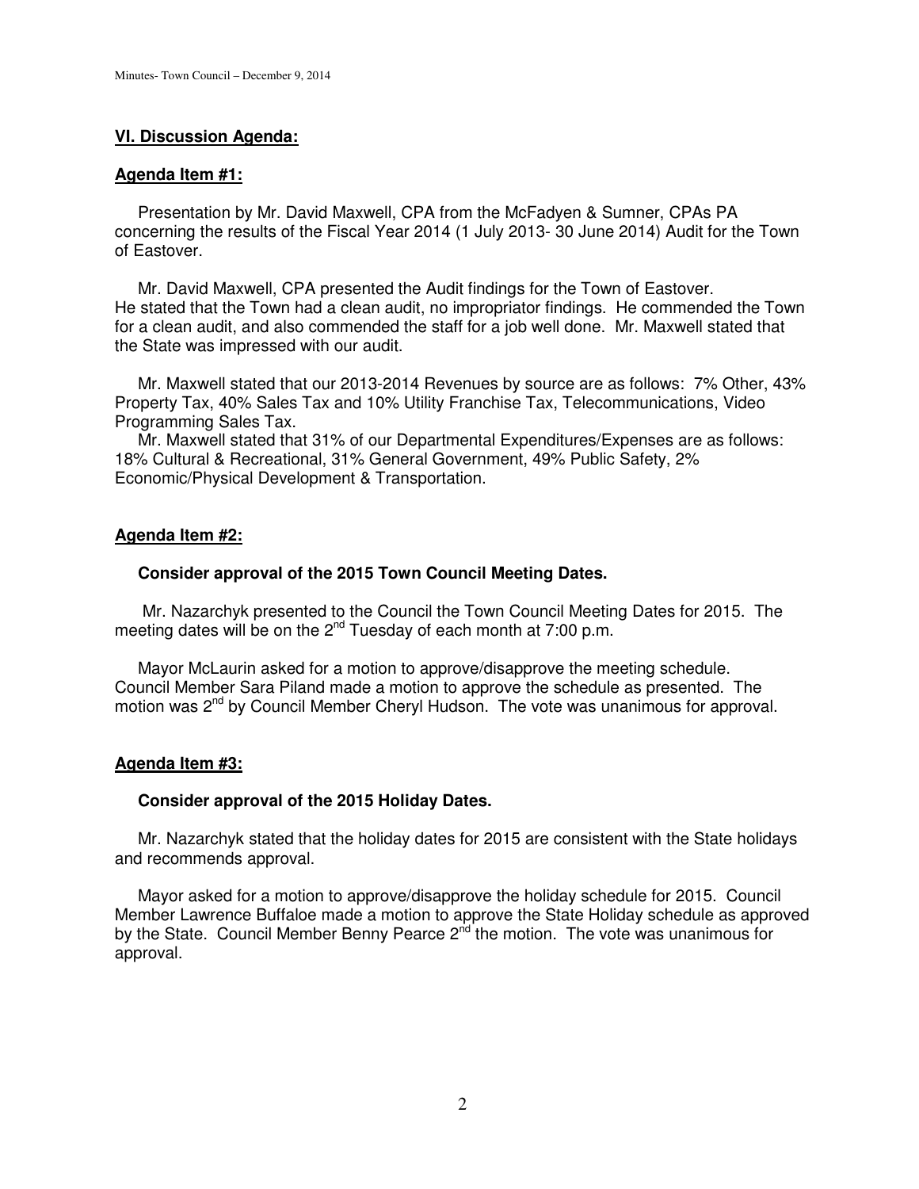## VI. Discussion Agenda:

### Agenda Item #1:

Presentation by Mr. David Maxwell, CPA from the McFadyen & Sumner, CPAs PA concerning the results of the Fiscal Year 2014 (1 July 2013- 30 June 2014) Audit for the Town of Eastover.

Mr. David Maxwell, CPA presented the Audit findings for the Town of Eastover. He stated that the Town had a clean audit, no impropriator findings. He commended the Town for a clean audit, and also commended the staff for a job well done. Mr. Maxwell stated that the State was impressed with our audit.

Mr. Maxwell stated that our 2013-2014 Revenues by source are as follows: 7% Other, 43% Property Tax, 40% Sales Tax and 10% Utility Franchise Tax, Telecommunications, Video Programming Sales Tax.

Mr. Maxwell stated that 31% of our Departmental Expenditures/Expenses are as follows: 18% Cultural & Recreational, 31% General Government, 49% Public Safety, 2% Economic/Physical Development & Transportation.

### Agenda Item #2:

**Consider approval of the 2015 Town Council Meeting Dates.**

Mr. Nazarchyk presented to the Council the Town Council Meeting Dates for 2015. The meeting dates will be on the 2nd Tuesday of each month at 7:00 p.m.

Mayor McLaurin asked for a motion to approve/disapprove the meeting schedule. Council Member Sara Piland made a motion to approve the schedule as presented. The motion was 2nd by Council Member Cheryl Hudson. The vote was unanimous for approval.

### Agenda Item #3:

**Consider approval of the 2015 Holiday Dates.**

Mr. Nazarchyk stated that the holiday dates for 2015 are consistent with the State holidays and recommends approval.

Mayor asked for a motion to approve/disapprove the holiday schedule for 2015. Council Member Lawrence Buffaloe made a motion to approve the State Holiday schedule as approved by the State. Council Member Benny Pearce 2nd the motion. The vote was unanimous for approval.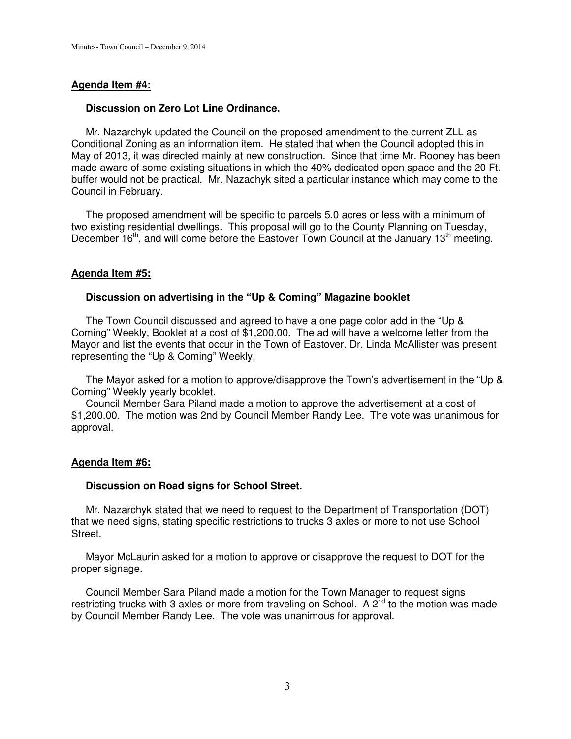## **Agenda Item #4:**

### **Discussion on Zero Lot Line Ordinance.**

Mr. Nazarchyk updated the Council on the proposed amendment to the current ZLL as Conditional Zoning as an information item. He stated that when the Council adopted this in May of 2013, it was directed mainly at new construction. Since that time Mr. Rooney has been made aware of some existing situations in which the 40% dedicated open space and the 20 Ft. buffer would not be practical. Mr. Nazachyk sited a particular instance which may come to the Council in February.

The proposed amendment will be specific to parcels 5.0 acres or less with a minimum of two existing residential dwellings. This proposal will go to the County Planning on Tuesday, December 16th, and will come before the Eastover Town Council at the January 13th meeting.

## **Agenda Item #5:**

### **Discussion on advertising in the "Up & Coming" Magazine booklet**

The Town Council discussed and agreed to have a one page color add in the "Up & Coming" Weekly, Booklet at a cost of $1,200.00. The ad will have a welcome letter from the Mayor and list the events that occur in the Town of Eastover. Dr. Linda McAllister was present representing the "Up & Coming" Weekly.

The Mayor asked for a motion to approve/disapprove the Town's advertisement in the "Up & Coming" Weekly yearly booklet.

Council Member Sara Piland made a motion to approve the advertisement at a cost of $1,200.00. The motion was 2nd by Council Member Randy Lee. The vote was unanimous for approval.

## **Agenda Item #6:**

### **Discussion on Road signs for School Street.**

Mr. Nazarchyk stated that we need to request to the Department of Transportation (DOT) that we need signs, stating specific restrictions to trucks 3 axles or more to not use School Street.

Mayor McLaurin asked for a motion to approve or disapprove the request to DOT for the proper signage.

Council Member Sara Piland made a motion for the Town Manager to request signs restricting trucks with 3 axles or more from traveling on School. A 2nd to the motion was made by Council Member Randy Lee. The vote was unanimous for approval.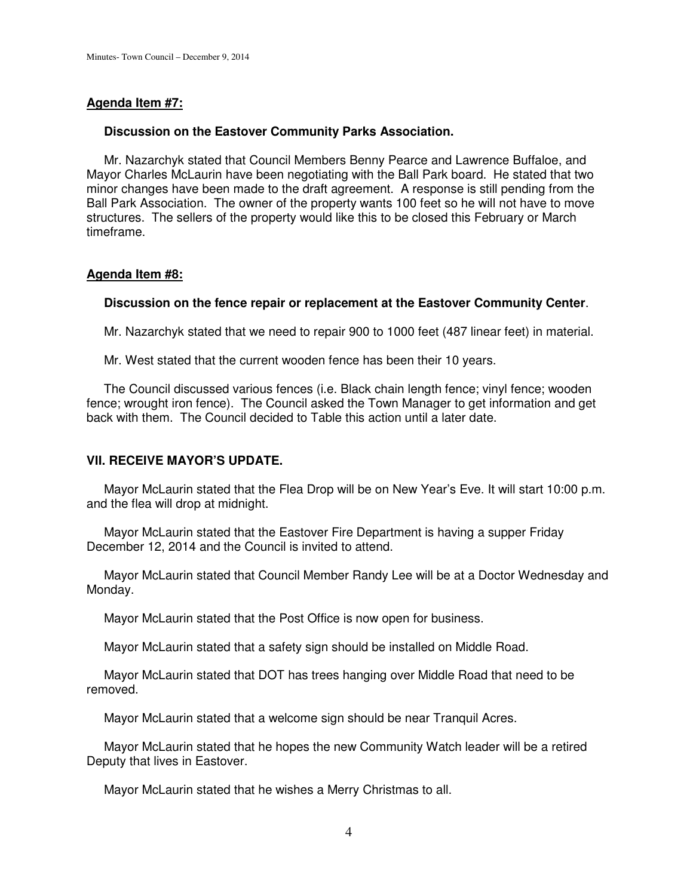**Agenda Item #7:**

**Discussion on the Eastover Community Parks Association.**

Mr. Nazarchyk stated that Council Members Benny Pearce and Lawrence Buffaloe, and Mayor Charles McLaurin have been negotiating with the Ball Park board. He stated that two minor changes have been made to the draft agreement. A response is still pending from the Ball Park Association. The owner of the property wants 100 feet so he will not have to move structures. The sellers of the property would like this to be closed this February or March timeframe.

**Agenda Item #8:**

**Discussion on the fence repair or replacement at the Eastover Community Center**.

Mr. Nazarchyk stated that we need to repair 900 to 1000 feet (487 linear feet) in material.

Mr. West stated that the current wooden fence has been their 10 years.

The Council discussed various fences (i.e. Black chain length fence; vinyl fence; wooden fence; wrought iron fence). The Council asked the Town Manager to get information and get back with them. The Council decided to Table this action until a later date.

**VII. RECEIVE MAYOR'S UPDATE.**

Mayor McLaurin stated that the Flea Drop will be on New Year's Eve. It will start 10:00 p.m. and the flea will drop at midnight.

Mayor McLaurin stated that the Eastover Fire Department is having a supper Friday December 12, 2014 and the Council is invited to attend.

Mayor McLaurin stated that Council Member Randy Lee will be at a Doctor Wednesday and Monday.

Mayor McLaurin stated that the Post Office is now open for business.

Mayor McLaurin stated that a safety sign should be installed on Middle Road.

Mayor McLaurin stated that DOT has trees hanging over Middle Road that need to be removed.

Mayor McLaurin stated that a welcome sign should be near Tranquil Acres.

Mayor McLaurin stated that he hopes the new Community Watch leader will be a retired Deputy that lives in Eastover.

Mayor McLaurin stated that he wishes a Merry Christmas to all.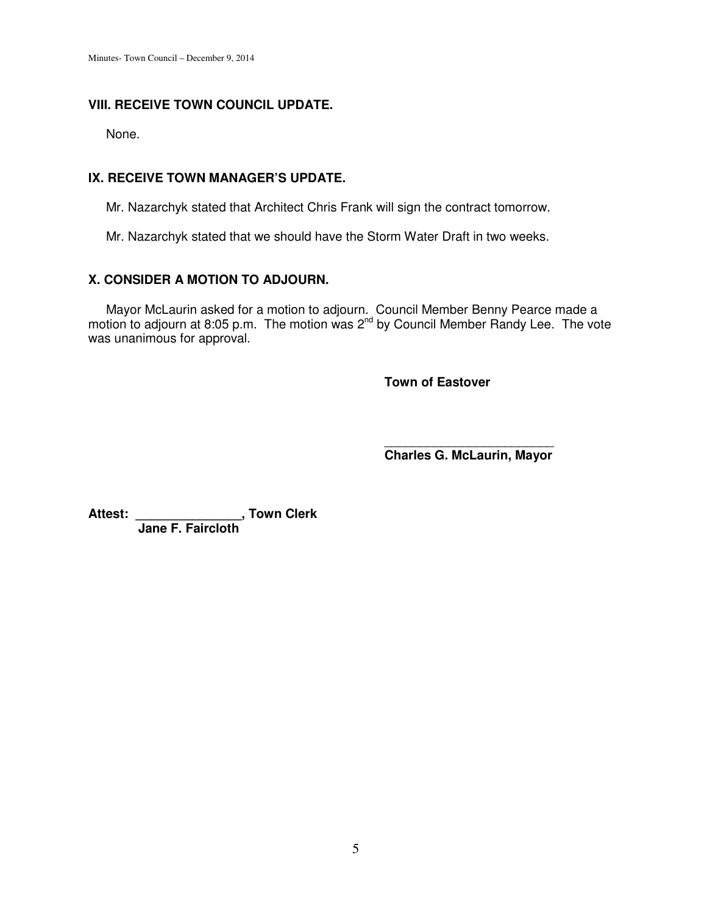## VIII. RECEIVE TOWN COUNCIL UPDATE.

None.

## IX. RECEIVE TOWN MANAGER'S UPDATE.

Mr. Nazarchyk stated that Architect Chris Frank will sign the contract tomorrow.

Mr. Nazarchyk stated that we should have the Storm Water Draft in two weeks.

## X. CONSIDER A MOTION TO ADJOURN.

Mayor McLaurin asked for a motion to adjourn. Council Member Benny Pearce made a motion to adjourn at 8:05 p.m. The motion was 2nd by Council Member Randy Lee. The vote was unanimous for approval.

**Town of Eastover**

_________________________
**Charles G. McLaurin, Mayor**

**Attest: _______________, Town Clerk**
**Jane F. Faircloth**